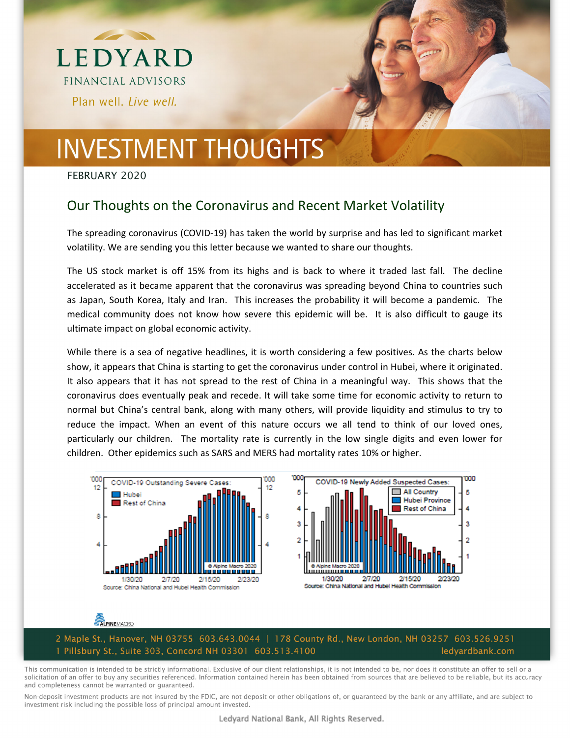# LEDYARD

FINANCIAL ADVISORS

Plan well. *Live well.*

# INVESTMENT THOUGHTS

FEBRUARY 2020

## Our Thoughts on the Coronavirus and Recent Market Volatility

The spreading coronavirus (COVID-19) has taken the world by surprise and has led to significant market volatility. We are sending you this letter because we wanted to share our thoughts.

The US stock market is off 15% from its highs and is back to where it traded last fall. The decline accelerated as it became apparent that the coronavirus was spreading beyond China to countries such as Japan, South Korea, Italy and Iran. This increases the probability it will become a pandemic. The medical community does not know how severe this epidemic will be. It is also difficult to gauge its ultimate impact on global economic activity.

While there is a sea of negative headlines, it is worth considering a few positives. As the charts below show, it appears that China is starting to get the coronavirus under control in Hubei, where it originated. It also appears that it has not spread to the rest of China in a meaningful way. This shows that the coronavirus does eventually peak and recede. It will take some time for economic activity to return to normal but China's central bank, along with many others, will provide liquidity and stimulus to try to reduce the impact. When an event of this nature occurs we all tend to think of our loved ones, particularly our children. The mortality rate is currently in the low single digits and even lower for children. Other epidemics such as SARS and MERS had mortality rates 10% or higher.

COVID-19 Outstanding Severe Cases: Hubei; Rest of China ('000)

Source: China National and Hubei Health Commission

COVID-19 Newly Added Suspected Cases: All Country; Hubei Province; Rest of China ('000)

Source: China National and Hubei Health Commission

ALPINEMACRO

2 Maple St., Hanover, NH 03755 603.643.0044 | 178 County Rd., New London, NH 03257 603.526.9251
1 Pillsbury St., Suite 303, Concord NH 03301 603.513.4100 ledyardbank.com

This communication is intended to be strictly informational. Exclusive of our client relationships, it is not intended to be, nor does it constitute an offer to sell or a solicitation of an offer to buy any securities referenced. Information contained herein has been obtained from sources that are believed to be reliable, but its accuracy and completeness cannot be warranted or guaranteed.

Non-deposit investment products are not insured by the FDIC, are not deposit or other obligations of, or guaranteed by the bank or any affiliate, and are subject to investment risk including the possible loss of principal amount invested.

Ledyard National Bank, All Rights Reserved.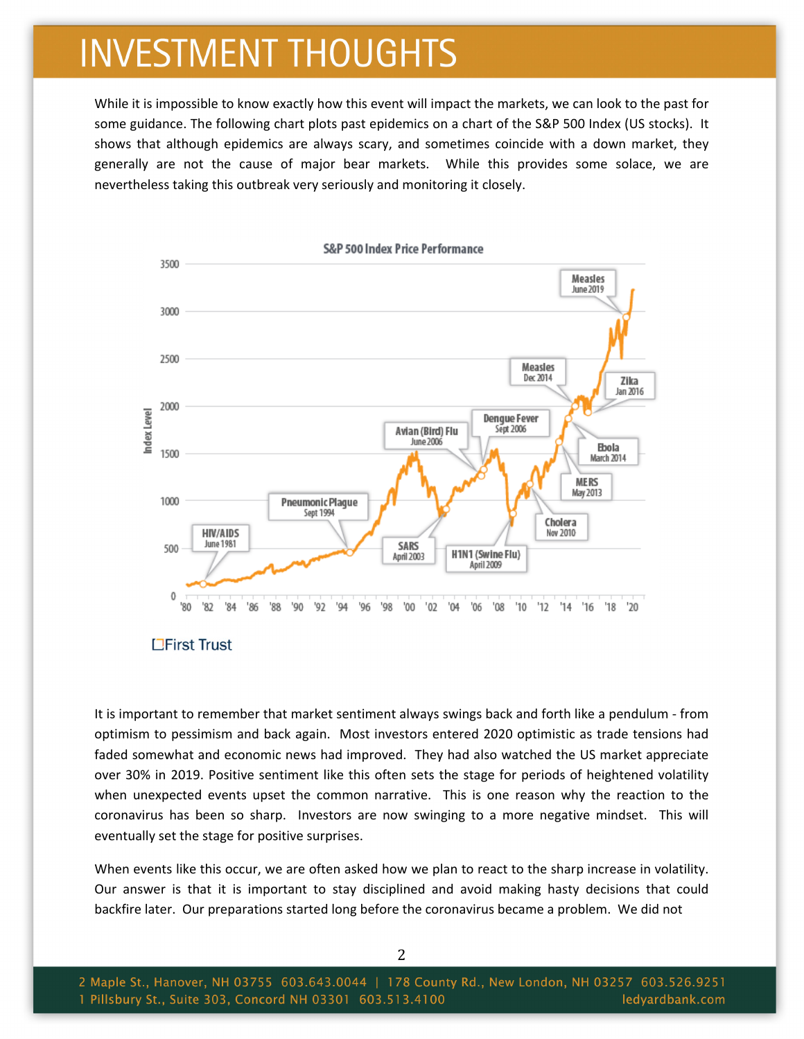# INVESTMENT THOUGHTS

While it is impossible to know exactly how this event will impact the markets, we can look to the past for some guidance. The following chart plots past epidemics on a chart of the S&P 500 Index (US stocks). It shows that although epidemics are always scary, and sometimes coincide with a down market, they generally are not the cause of major bear markets. While this provides some solace, we are nevertheless taking this outbreak very seriously and monitoring it closely.

It is important to remember that market sentiment always swings back and forth like a pendulum - from optimism to pessimism and back again. Most investors entered 2020 optimistic as trade tensions had faded somewhat and economic news had improved. They had also watched the US market appreciate over 30% in 2019. Positive sentiment like this often sets the stage for periods of heightened volatility when unexpected events upset the common narrative. This is one reason why the reaction to the coronavirus has been so sharp. Investors are now swinging to a more negative mindset. This will eventually set the stage for positive surprises.

When events like this occur, we are often asked how we plan to react to the sharp increase in volatility. Our answer is that it is important to stay disciplined and avoid making hasty decisions that could backfire later. Our preparations started long before the coronavirus became a problem. We did not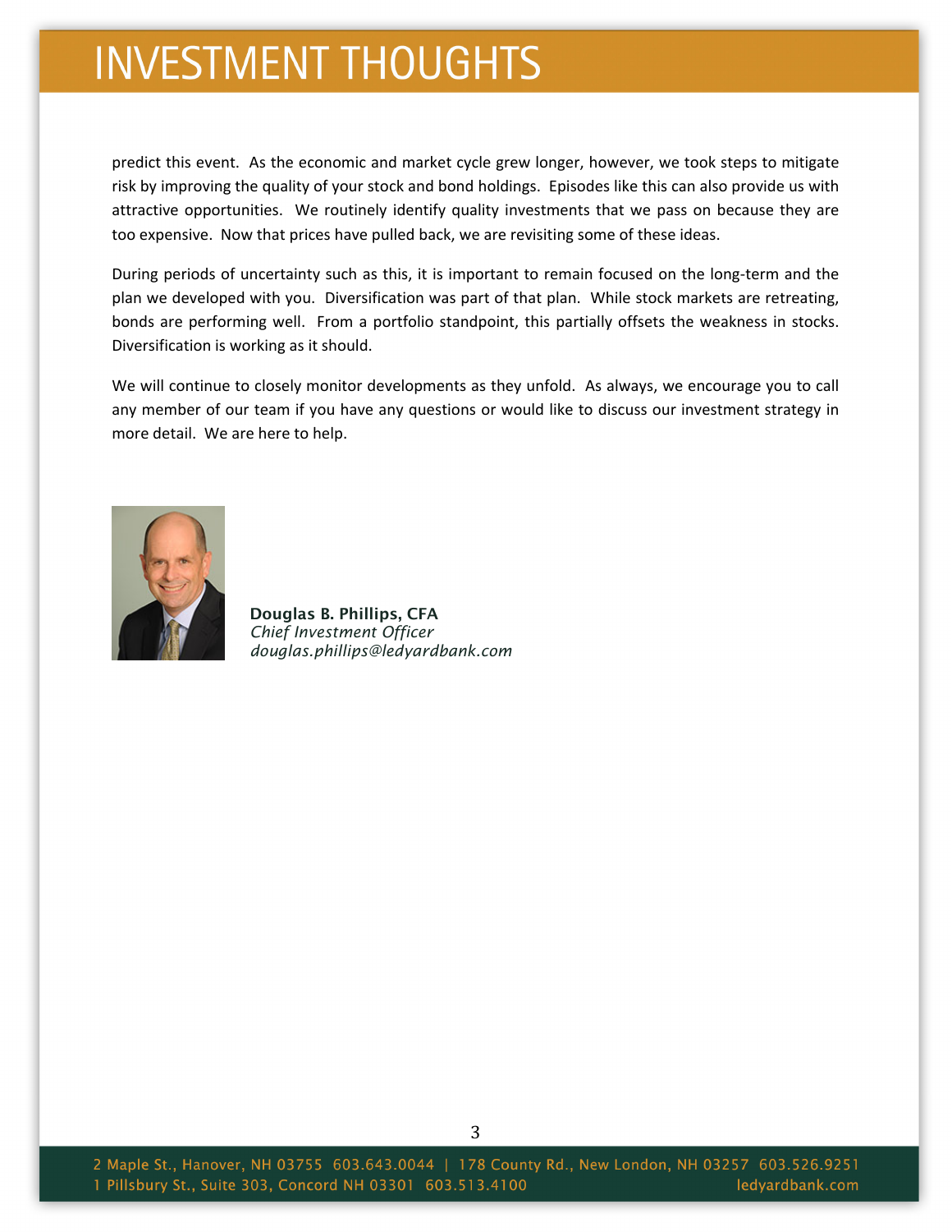predict this event. As the economic and market cycle grew longer, however, we took steps to mitigate risk by improving the quality of your stock and bond holdings. Episodes like this can also provide us with attractive opportunities. We routinely identify quality investments that we pass on because they are too expensive. Now that prices have pulled back, we are revisiting some of these ideas.

During periods of uncertainty such as this, it is important to remain focused on the long-term and the plan we developed with you. Diversification was part of that plan. While stock markets are retreating, bonds are performing well. From a portfolio standpoint, this partially offsets the weakness in stocks. Diversification is working as it should.

We will continue to closely monitor developments as they unfold. As always, we encourage you to call any member of our team if you have any questions or would like to discuss our investment strategy in more detail. We are here to help.

**Douglas B. Phillips, CFA**
*Chief Investment Officer*
*douglas.phillips@ledyardbank.com*